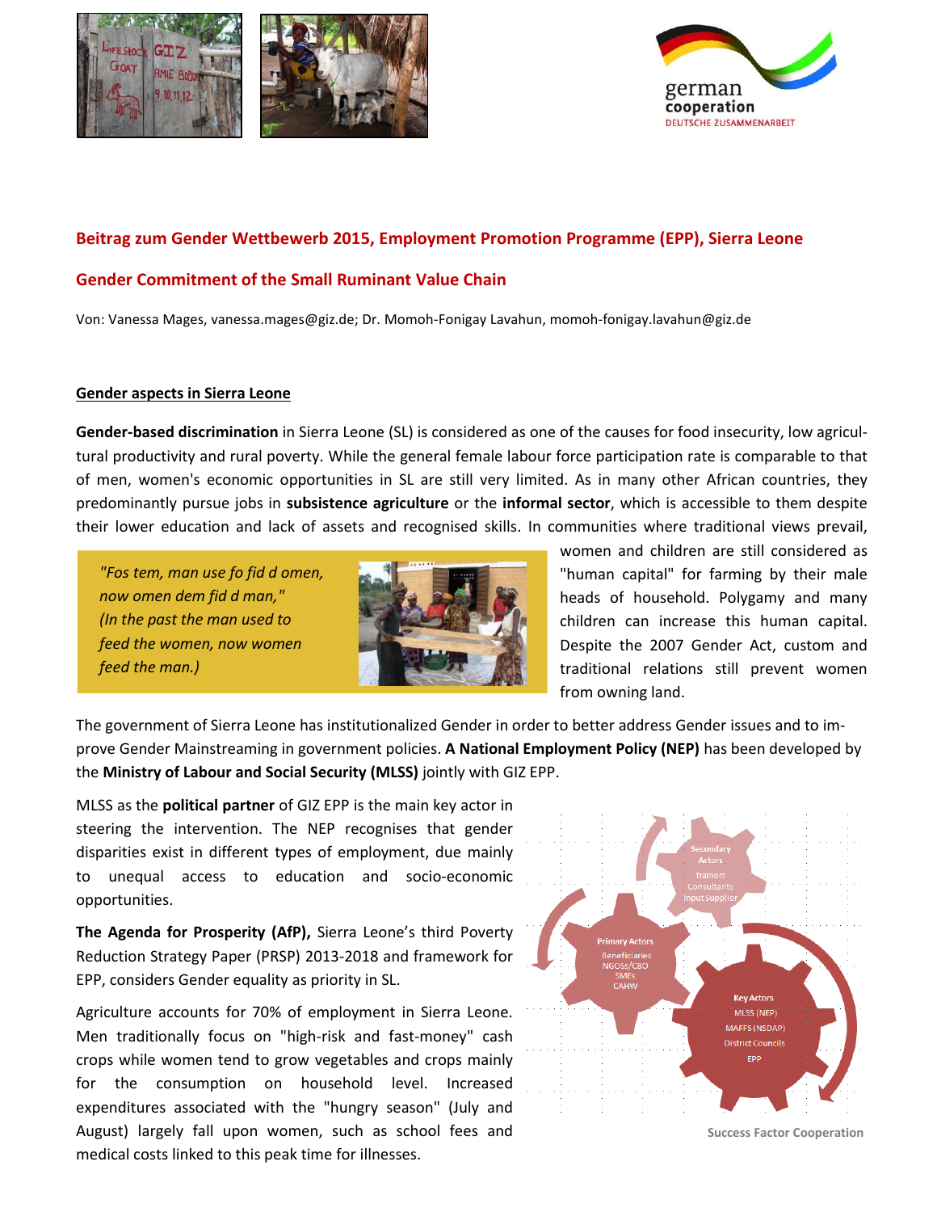## Beitrag zum Gender Wettbewerb 2015, Employment Promotion Programme (EPP), Sierra Leone

## Gender Commitment of the Small Ruminant Value Chain

Von: Vanessa Mages, vanessa.mages@giz.de; Dr. Momoh-Fonigay Lavahun, momoh-fonigay.lavahun@giz.de

### Gender aspects in Sierra Leone

**Gender-based discrimination** in Sierra Leone (SL) is considered as one of the causes for food insecurity, low agricultural productivity and rural poverty. While the general female labour force participation rate is comparable to that of men, women's economic opportunities in SL are still very limited. As in many other African countries, they predominantly pursue jobs in **subsistence agriculture** or the **informal sector**, which is accessible to them despite their lower education and lack of assets and recognised skills. In communities where traditional views prevail, women and children are still considered as "human capital" for farming by their male heads of household. Polygamy and many children can increase this human capital. Despite the 2007 Gender Act, custom and traditional relations still prevent women from owning land.

> *"Fos tem, man use fo fid d omen, now omen dem fid d man," (In the past the man used to feed the women, now women feed the man.)*

The government of Sierra Leone has institutionalized Gender in order to better address Gender issues and to improve Gender Mainstreaming in government policies. **A National Employment Policy (NEP)** has been developed by the **Ministry of Labour and Social Security (MLSS)** jointly with GIZ EPP.

MLSS as the **political partner** of GIZ EPP is the main key actor in steering the intervention. The NEP recognises that gender disparities exist in different types of employment, due mainly to unequal access to education and socio-economic opportunities.

**The Agenda for Prosperity (AfP),** Sierra Leone's third Poverty Reduction Strategy Paper (PRSP) 2013-2018 and framework for EPP, considers Gender equality as priority in SL.

Agriculture accounts for 70% of employment in Sierra Leone. Men traditionally focus on "high-risk and fast-money" cash crops while women tend to grow vegetables and crops mainly for the consumption on household level. Increased expenditures associated with the "hungry season" (July and August) largely fall upon women, such as school fees and medical costs linked to this peak time for illnesses.

Secondary Actors: Trainers, Consultants, Input Supplier
Primary Actors: Beneficiaries, NGOSs/CBO, SMEs, CAHW
Key Actors: MLSS (NEP), MAFFS (NSDAP), District Councils, EPP

Success Factor Cooperation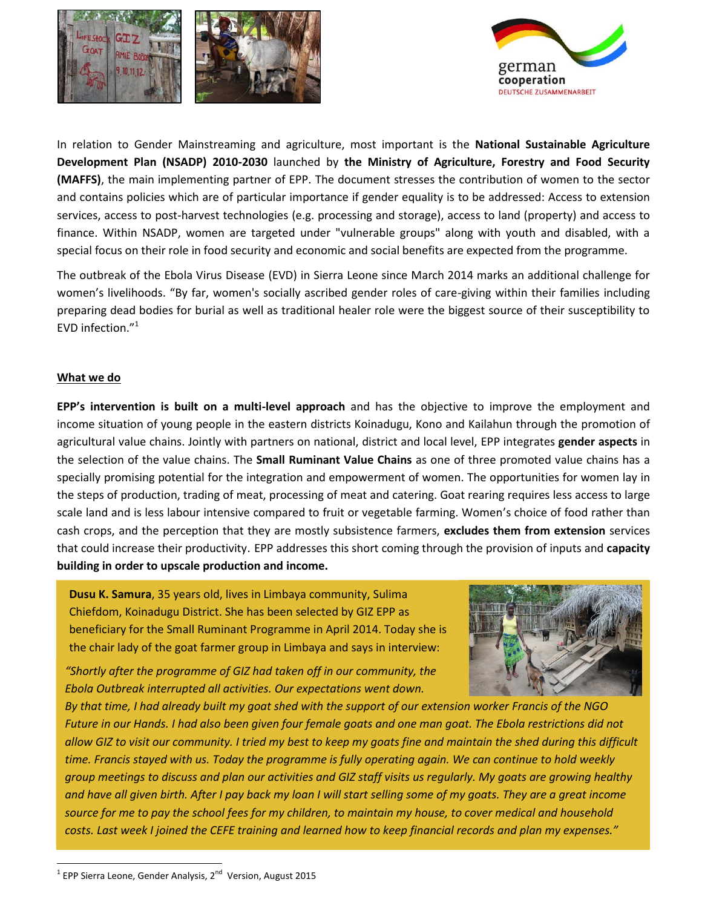In relation to Gender Mainstreaming and agriculture, most important is the **National Sustainable Agriculture Development Plan (NSADP) 2010-2030** launched by **the Ministry of Agriculture, Forestry and Food Security (MAFFS)**, the main implementing partner of EPP. The document stresses the contribution of women to the sector and contains policies which are of particular importance if gender equality is to be addressed: Access to extension services, access to post-harvest technologies (e.g. processing and storage), access to land (property) and access to finance. Within NSADP, women are targeted under "vulnerable groups" along with youth and disabled, with a special focus on their role in food security and economic and social benefits are expected from the programme.

The outbreak of the Ebola Virus Disease (EVD) in Sierra Leone since March 2014 marks an additional challenge for women's livelihoods. "By far, women's socially ascribed gender roles of care-giving within their families including preparing dead bodies for burial as well as traditional healer role were the biggest source of their susceptibility to EVD infection."[1]

## What we do

**EPP's intervention is built on a multi-level approach** and has the objective to improve the employment and income situation of young people in the eastern districts Koinadugu, Kono and Kailahun through the promotion of agricultural value chains. Jointly with partners on national, district and local level, EPP integrates **gender aspects** in the selection of the value chains. The **Small Ruminant Value Chains** as one of three promoted value chains has a specially promising potential for the integration and empowerment of women. The opportunities for women lay in the steps of production, trading of meat, processing of meat and catering. Goat rearing requires less access to large scale land and is less labour intensive compared to fruit or vegetable farming. Women's choice of food rather than cash crops, and the perception that they are mostly subsistence farmers, **excludes them from extension** services that could increase their productivity. EPP addresses this short coming through the provision of inputs and **capacity building in order to upscale production and income.**

**Dusu K. Samura**, 35 years old, lives in Limbaya community, Sulima Chiefdom, Koinadugu District. She has been selected by GIZ EPP as beneficiary for the Small Ruminant Programme in April 2014. Today she is the chair lady of the goat farmer group in Limbaya and says in interview:

*"Shortly after the programme of GIZ had taken off in our community, the Ebola Outbreak interrupted all activities. Our expectations went down. By that time, I had already built my goat shed with the support of our extension worker Francis of the NGO Future in our Hands. I had also been given four female goats and one man goat. The Ebola restrictions did not allow GIZ to visit our community. I tried my best to keep my goats fine and maintain the shed during this difficult time. Francis stayed with us. Today the programme is fully operating again. We can continue to hold weekly group meetings to discuss and plan our activities and GIZ staff visits us regularly. My goats are growing healthy and have all given birth. After I pay back my loan I will start selling some of my goats. They are a great income source for me to pay the school fees for my children, to maintain my house, to cover medical and household costs. Last week I joined the CEFE training and learned how to keep financial records and plan my expenses."*

---

[1] EPP Sierra Leone, Gender Analysis, 2nd Version, August 2015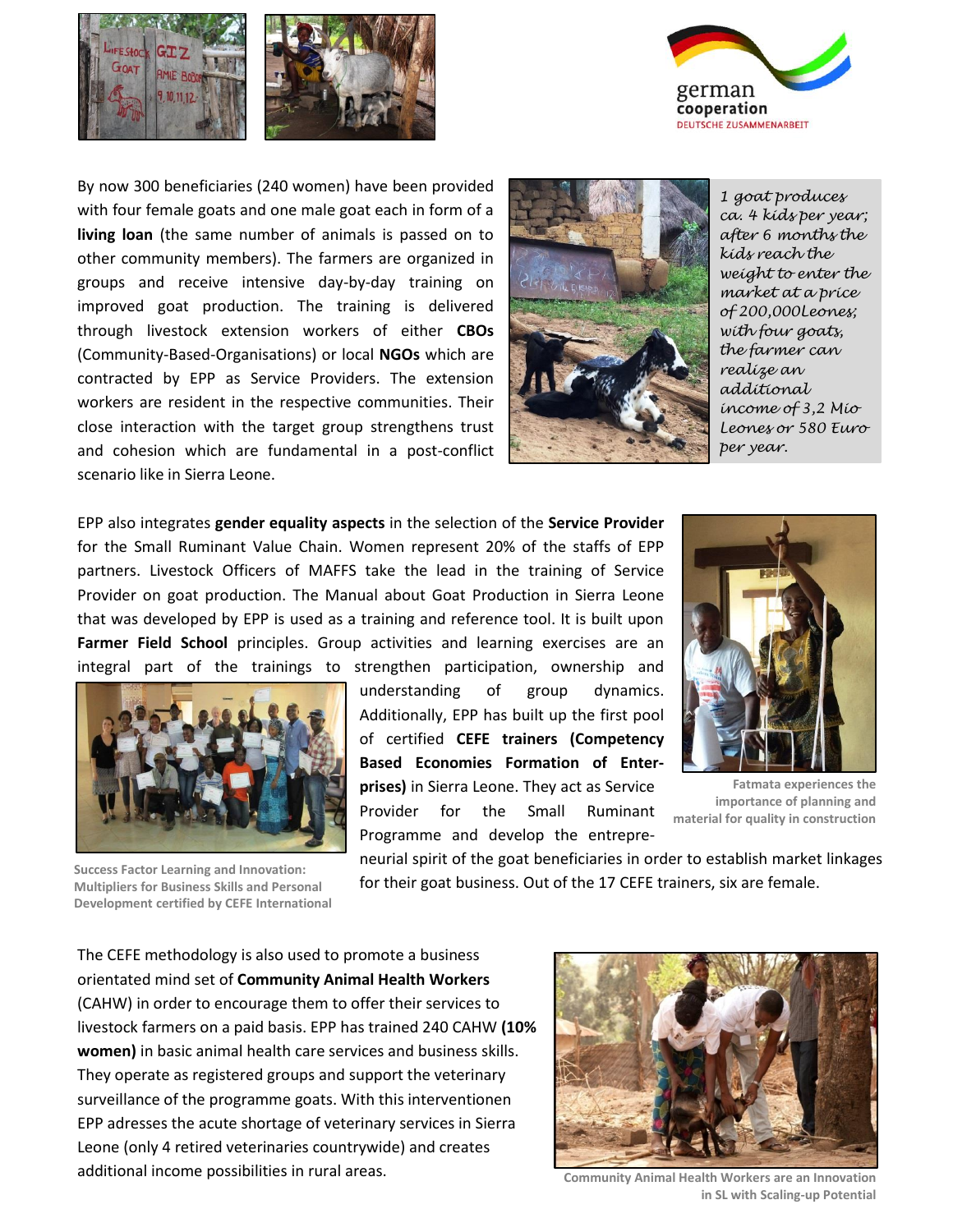By now 300 beneficiaries (240 women) have been provided with four female goats and one male goat each in form of a **living loan** (the same number of animals is passed on to other community members). The farmers are organized in groups and receive intensive day-by-day training on improved goat production. The training is delivered through livestock extension workers of either **CBOs** (Community-Based-Organisations) or local **NGOs** which are contracted by EPP as Service Providers. The extension workers are resident in the respective communities. Their close interaction with the target group strengthens trust and cohesion which are fundamental in a post-conflict scenario like in Sierra Leone.

*1 goat produces ca. 4 kids per year; after 6 months the kids reach the weight to enter the market at a price of 200,000Leones; with four goats, the farmer can realize an additional income of 3,2 Mio Leones or 580 Euro per year.*

EPP also integrates **gender equality aspects** in the selection of the **Service Provider** for the Small Ruminant Value Chain. Women represent 20% of the staffs of EPP partners. Livestock Officers of MAFFS take the lead in the training of Service Provider on goat production. The Manual about Goat Production in Sierra Leone that was developed by EPP is used as a training and reference tool. It is built upon **Farmer Field School** principles. Group activities and learning exercises are an integral part of the trainings to strengthen participation, ownership and understanding of group dynamics. Additionally, EPP has built up the first pool of certified **CEFE trainers (Competency Based Economies Formation of Enter-prises)** in Sierra Leone. They act as Service Provider for the Small Ruminant Programme and develop the entrepre-neurial spirit of the goat beneficiaries in order to establish market linkages for their goat business. Out of the 17 CEFE trainers, six are female.

Fatmata experiences the importance of planning and material for quality in construction

Success Factor Learning and Innovation: Multipliers for Business Skills and Personal Development certified by CEFE International

The CEFE methodology is also used to promote a business orientated mind set of **Community Animal Health Workers** (CAHW) in order to encourage them to offer their services to livestock farmers on a paid basis. EPP has trained 240 CAHW **(10% women)** in basic animal health care services and business skills. They operate as registered groups and support the veterinary surveillance of the programme goats. With this interventionen EPP adresses the acute shortage of veterinary services in Sierra Leone (only 4 retired veterinaries countrywide) and creates additional income possibilities in rural areas.

Community Animal Health Workers are an Innovation in SL with Scaling-up Potential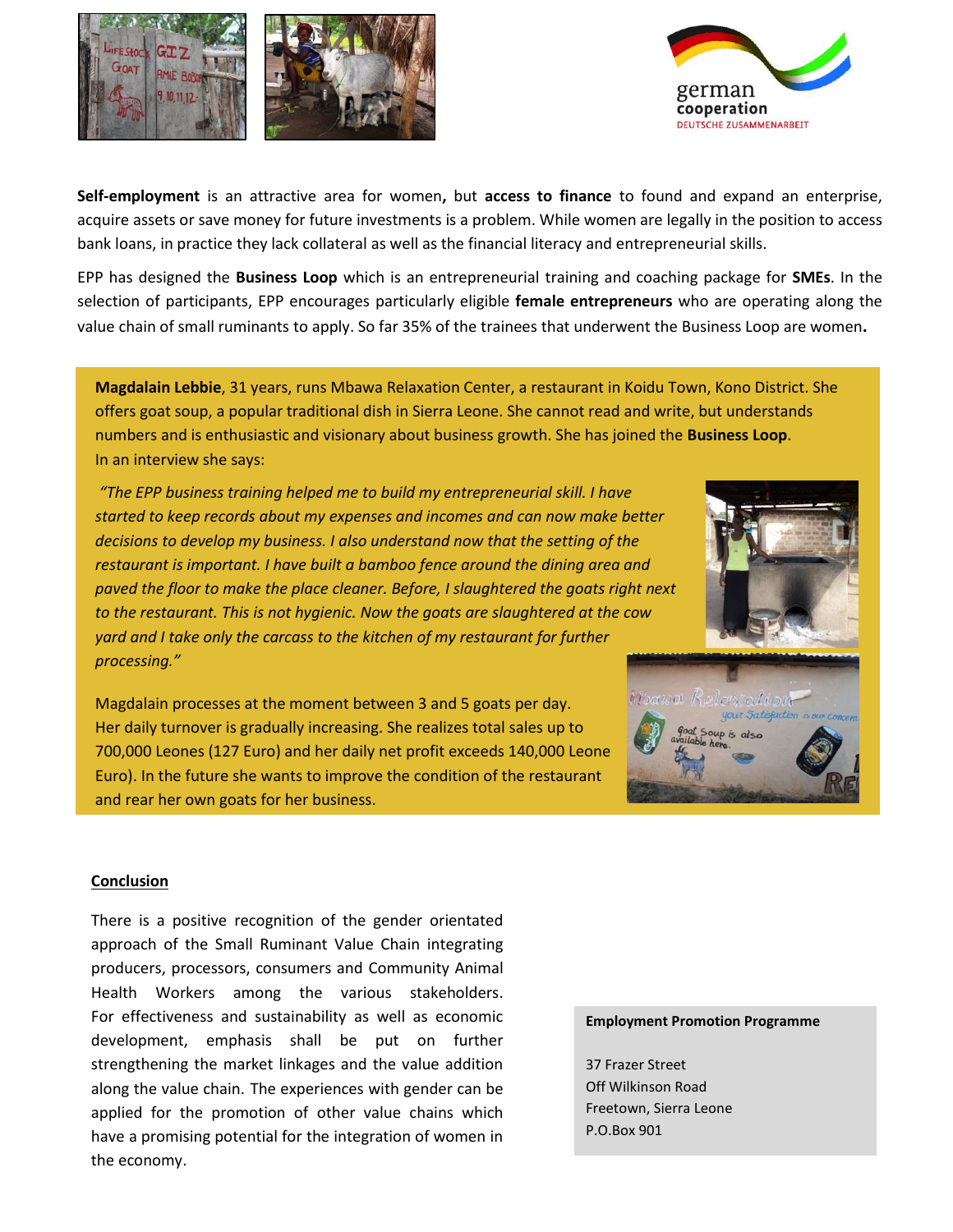**Self-employment** is an attractive area for women**,** but **access to finance** to found and expand an enterprise, acquire assets or save money for future investments is a problem. While women are legally in the position to access bank loans, in practice they lack collateral as well as the financial literacy and entrepreneurial skills.

EPP has designed the **Business Loop** which is an entrepreneurial training and coaching package for **SMEs**. In the selection of participants, EPP encourages particularly eligible **female entrepreneurs** who are operating along the value chain of small ruminants to apply. So far 35% of the trainees that underwent the Business Loop are women**.**

**Magdalain Lebbie**, 31 years, runs Mbawa Relaxation Center, a restaurant in Koidu Town, Kono District. She offers goat soup, a popular traditional dish in Sierra Leone. She cannot read and write, but understands numbers and is enthusiastic and visionary about business growth. She has joined the **Business Loop**. In an interview she says:

*"The EPP business training helped me to build my entrepreneurial skill. I have started to keep records about my expenses and incomes and can now make better decisions to develop my business. I also understand now that the setting of the restaurant is important. I have built a bamboo fence around the dining area and paved the floor to make the place cleaner. Before, I slaughtered the goats right next to the restaurant. This is not hygienic. Now the goats are slaughtered at the cow yard and I take only the carcass to the kitchen of my restaurant for further processing."*

Magdalain processes at the moment between 3 and 5 goats per day. Her daily turnover is gradually increasing. She realizes total sales up to 700,000 Leones (127 Euro) and her daily net profit exceeds 140,000 Leone Euro). In the future she wants to improve the condition of the restaurant and rear her own goats for her business.

## Conclusion

There is a positive recognition of the gender orientated approach of the Small Ruminant Value Chain integrating producers, processors, consumers and Community Animal Health Workers among the various stakeholders. For effectiveness and sustainability as well as economic development, emphasis shall be put on further strengthening the market linkages and the value addition along the value chain. The experiences with gender can be applied for the promotion of other value chains which have a promising potential for the integration of women in the economy.

**Employment Promotion Programme**

37 Frazer Street
Off Wilkinson Road
Freetown, Sierra Leone
P.O.Box 901